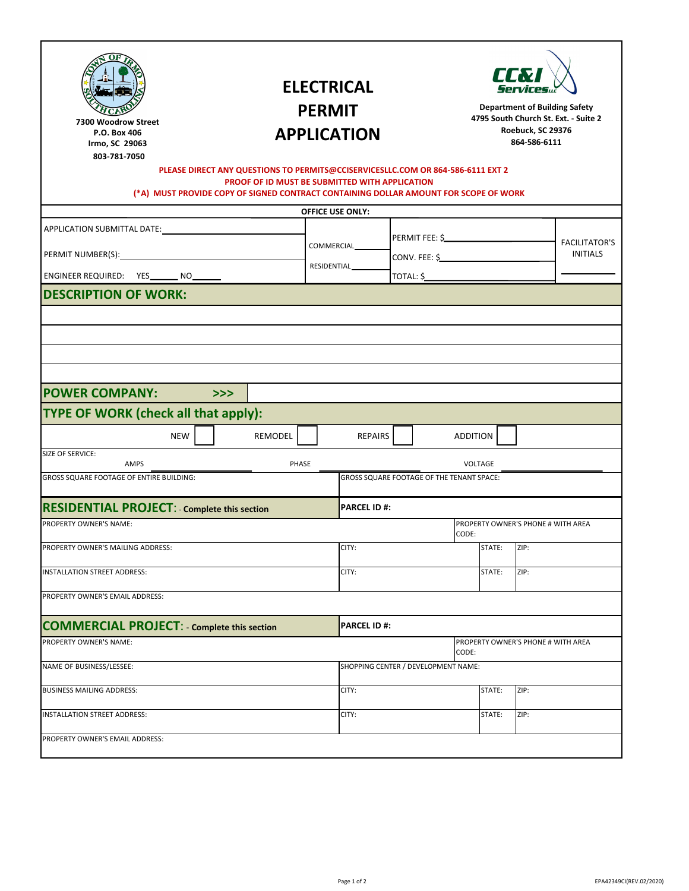7300 Woodrow Street
P.O. Box 406
Irmo, SC 29063
803-781-7050

# ELECTRICAL PERMIT APPLICATION

**CC&I Services LLC**

**Department of Building Safety**
**4795 South Church St. Ext. - Suite 2**
**Roebuck, SC 29376**
**864-586-6111**

**PLEASE DIRECT ANY QUESTIONS TO PERMITS@CCISERVICESLLC.COM OR 864-586-6111 EXT 2**
**PROOF OF ID MUST BE SUBMITTED WITH APPLICATION**
**(*A) MUST PROVIDE COPY OF SIGNED CONTRACT CONTAINING DOLLAR AMOUNT FOR SCOPE OF WORK**

**OFFICE USE ONLY:**

| | | | |
|---|---|---|---|
| APPLICATION SUBMITTAL DATE: ______ | COMMERCIAL______ | PERMIT FEE: $______ | FACILITATOR'S INITIALS |
| PERMIT NUMBER(S): ______ | RESIDENTIAL______ | CONV. FEE: $______ | |
| ENGINEER REQUIRED: YES______ NO______ | | TOTAL: $______ | ______ |

## DESCRIPTION OF WORK:

______

______

______

______

## POWER COMPANY: >>> ______

## TYPE OF WORK (check all that apply):

NEW ☐ REMODEL ☐ REPAIRS ☐ ADDITION ☐

SIZE OF SERVICE:
AMPS ______ PHASE ______ VOLTAGE ______

| GROSS SQUARE FOOTAGE OF ENTIRE BUILDING: | GROSS SQUARE FOOTAGE OF THE TENANT SPACE: |
|---|---|
| | |

## RESIDENTIAL PROJECT: - Complete this section

| | | | |
|---|---|---|---|
| **PARCEL ID #:** | | | |
| PROPERTY OWNER'S NAME: | | PROPERTY OWNER'S PHONE # WITH AREA CODE: | |
| PROPERTY OWNER'S MAILING ADDRESS: | CITY: | STATE: | ZIP: |
| INSTALLATION STREET ADDRESS: | CITY: | STATE: | ZIP: |
| PROPERTY OWNER'S EMAIL ADDRESS: | | | |

## COMMERCIAL PROJECT: - Complete this section

| | | | |
|---|---|---|---|
| **PARCEL ID #:** | | | |
| PROPERTY OWNER'S NAME: | | PROPERTY OWNER'S PHONE # WITH AREA CODE: | |
| NAME OF BUSINESS/LESSEE: | SHOPPING CENTER / DEVELOPMENT NAME: | | |
| BUSINESS MAILING ADDRESS: | CITY: | STATE: | ZIP: |
| INSTALLATION STREET ADDRESS: | CITY: | STATE: | ZIP: |
| PROPERTY OWNER'S EMAIL ADDRESS: | | | |

EPA42349CI(REV.02/2020)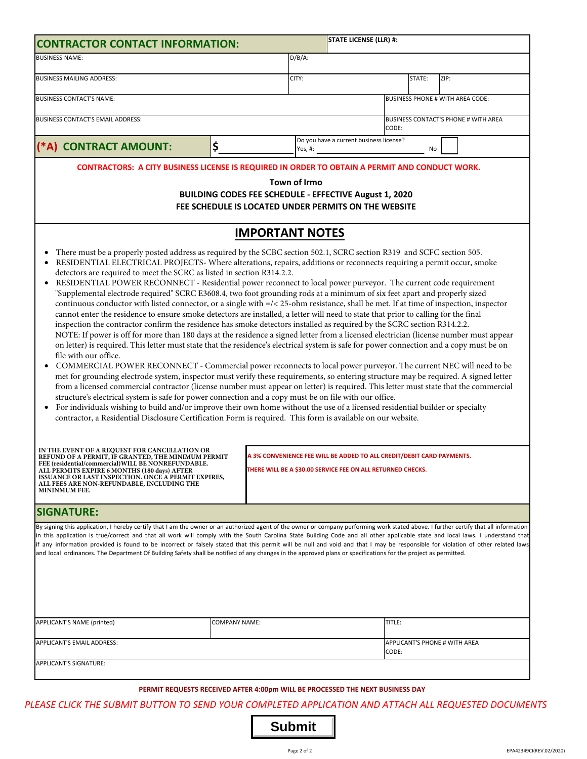## CONTRACTOR CONTACT INFORMATION:

| | | | |
|---|---|---|---|
| **STATE LICENSE (LLR) #:** | | | |
| BUSINESS NAME: | D/B/A: | | |
| BUSINESS MAILING ADDRESS: | CITY: | STATE: | ZIP: |
| BUSINESS CONTACT'S NAME: | | BUSINESS PHONE # WITH AREA CODE: | |
| BUSINESS CONTACT'S EMAIL ADDRESS: | | BUSINESS CONTACT'S PHONE # WITH AREA CODE: | |
| **(*A) CONTRACT AMOUNT:** | $ | Do you have a current business license? Yes, #: | No |

**CONTRACTORS: A CITY BUSINESS LICENSE IS REQUIRED IN ORDER TO OBTAIN A PERMIT AND CONDUCT WORK.**

**Town of Irmo**

**BUILDING CODES FEE SCHEDULE - EFFECTIVE August 1, 2020**

**FEE SCHEDULE IS LOCATED UNDER PERMITS ON THE WEBSITE**

## IMPORTANT NOTES

- There must be a properly posted address as required by the SCBC section 502.1, SCRC section R319 and SCFC section 505.
- RESIDENTIAL ELECTRICAL PROJECTS- Where alterations, repairs, additions or reconnects requiring a permit occur, smoke detectors are required to meet the SCRC as listed in section R314.2.2.
- RESIDENTIAL POWER RECONNECT - Residential power reconnect to local power purveyor. The current code requirement "Supplemental electrode required" SCRC E3608.4, two foot grounding rods at a minimum of six feet apart and properly sized continuous conductor with listed connector, or a single with =/< 25-ohm resistance, shall be met. If at time of inspection, inspector cannot enter the residence to ensure smoke detectors are installed, a letter will need to state that prior to calling for the final inspection the contractor confirm the residence has smoke detectors installed as required by the SCRC section R314.2.2.
  NOTE: If power is off for more than 180 days at the residence a signed letter from a licensed electrician (license number must appear on letter) is required. This letter must state that the residence's electrical system is safe for power connection and a copy must be on file with our office.
- COMMERCIAL POWER RECONNECT - Commercial power reconnects to local power purveyor. The current NEC will need to be met for grounding electrode system, inspector must verify these requirements, so entering structure may be required. A signed letter from a licensed commercial contractor (license number must appear on letter) is required. This letter must state that the commercial structure's electrical system is safe for power connection and a copy must be on file with our office.
- For individuals wishing to build and/or improve their own home without the use of a licensed residential builder or specialty contractor, a Residential Disclosure Certification Form is required. This form is available on our website.

**IN THE EVENT OF A REQUEST FOR CANCELLATION OR REFUND OF A PERMIT, IF GRANTED, THE MINIMUM PERMIT FEE (residential/commercial) WILL BE NONREFUNDABLE. ALL PERMITS EXPIRE 6 MONTHS (180 days) AFTER ISSUANCE OR LAST INSPECTION. ONCE A PERMIT EXPIRES, ALL FEES ARE NON-REFUNDABLE, INCLUDING THE MININMUM FEE.**

**A 3% CONVENIENCE FEE WILL BE ADDED TO ALL CREDIT/DEBIT CARD PAYMENTS.**

**THERE WILL BE A $30.00 SERVICE FEE ON ALL RETURNED CHECKS.**

## SIGNATURE:

By signing this application, I hereby certify that I am the owner or an authorized agent of the owner or company performing work stated above. I further certify that all information in this application is true/correct and that all work will comply with the South Carolina State Building Code and all other applicable state and local laws. I understand that if any information provided is found to be incorrect or falsely stated that this permit will be null and void and that I may be responsible for violation of other related laws and local ordinances. The Department Of Building Safety shall be notified of any changes in the approved plans or specifications for the project as permitted.

| | | |
|---|---|---|
| APPLICANT'S NAME (printed) | COMPANY NAME: | TITLE: |
| APPLICANT'S EMAIL ADDRESS: | | APPLICANT'S PHONE # WITH AREA CODE: |
| APPLICANT'S SIGNATURE: | | |

**PERMIT REQUESTS RECEIVED AFTER 4:00pm WILL BE PROCESSED THE NEXT BUSINESS DAY**

*PLEASE CLICK THE SUBMIT BUTTON TO SEND YOUR COMPLETED APPLICATION AND ATTACH ALL REQUESTED DOCUMENTS*

**Submit**

EPA42349CI(REV.02/2020)